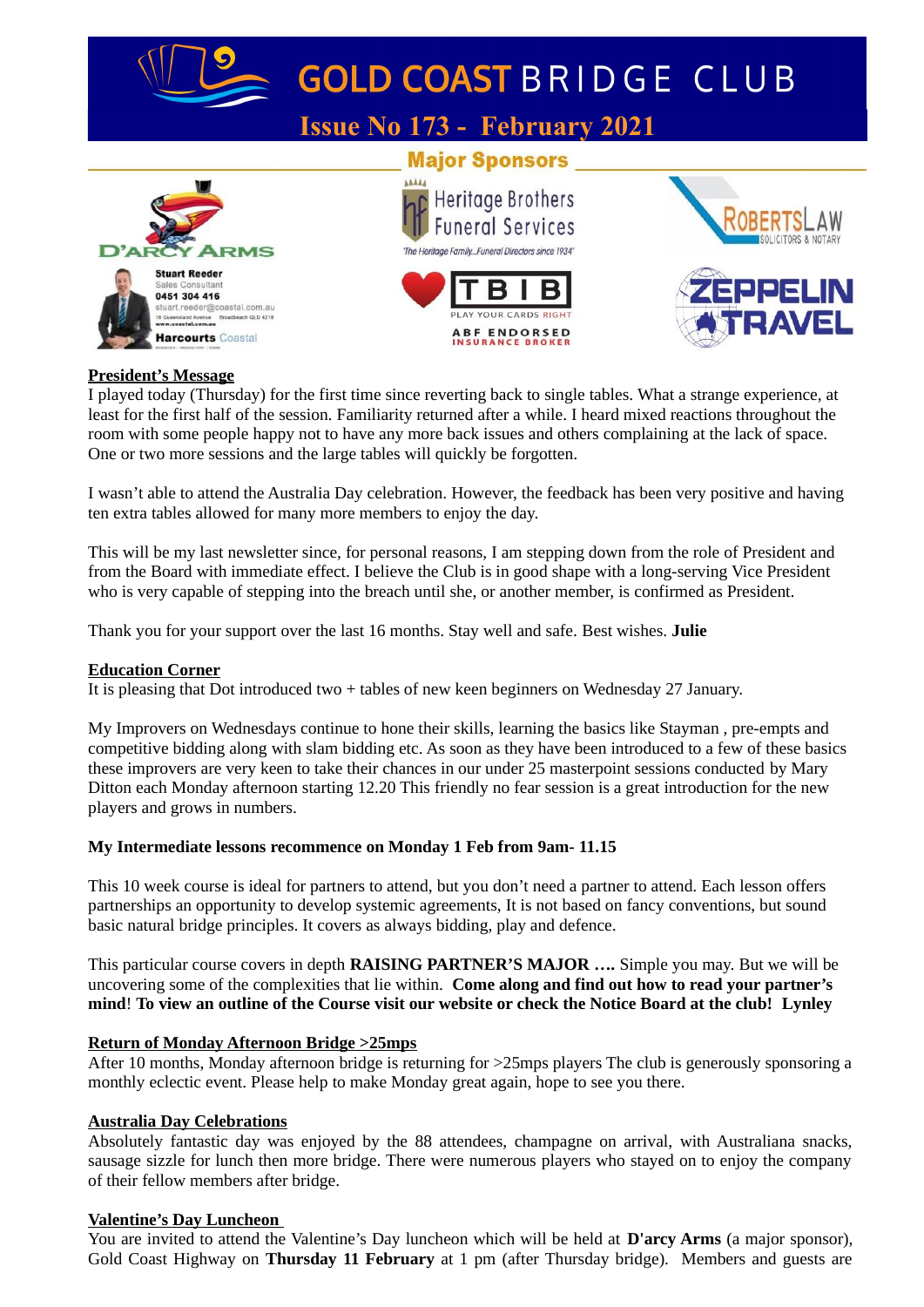# GOLD COAST BRIDGE CLUB

## Issue No 173 - February 2021

### Major Sponsors

D'ARCY ARMS

Stuart Reeder
Sales Consultant
0451 304 416
stuart.reeder@coastal.com.au
Harcourts Coastal

Heritage Brothers Funeral Services
'The Heritage Family...Funeral Directors since 1934'

TBIB
PLAY YOUR CARDS RIGHT
ABF ENDORSED INSURANCE BROKER

ROBERTSLAW
SOLICITORS & NOTARY

ZEPPELIN TRAVEL

**President's Message**

I played today (Thursday) for the first time since reverting back to single tables. What a strange experience, at least for the first half of the session. Familiarity returned after a while. I heard mixed reactions throughout the room with some people happy not to have any more back issues and others complaining at the lack of space. One or two more sessions and the large tables will quickly be forgotten.

I wasn't able to attend the Australia Day celebration. However, the feedback has been very positive and having ten extra tables allowed for many more members to enjoy the day.

This will be my last newsletter since, for personal reasons, I am stepping down from the role of President and from the Board with immediate effect. I believe the Club is in good shape with a long-serving Vice President who is very capable of stepping into the breach until she, or another member, is confirmed as President.

Thank you for your support over the last 16 months. Stay well and safe. Best wishes. **Julie**

**Education Corner**

It is pleasing that Dot introduced two + tables of new keen beginners on Wednesday 27 January.

My Improvers on Wednesdays continue to hone their skills, learning the basics like Stayman , pre-empts and competitive bidding along with slam bidding etc. As soon as they have been introduced to a few of these basics these improvers are very keen to take their chances in our under 25 masterpoint sessions conducted by Mary Ditton each Monday afternoon starting 12.20 This friendly no fear session is a great introduction for the new players and grows in numbers.

**My Intermediate lessons recommence on Monday 1 Feb from 9am- 11.15**

This 10 week course is ideal for partners to attend, but you don't need a partner to attend. Each lesson offers partnerships an opportunity to develop systemic agreements, It is not based on fancy conventions, but sound basic natural bridge principles. It covers as always bidding, play and defence.

This particular course covers in depth **RAISING PARTNER'S MAJOR ….** Simple you may. But we will be uncovering some of the complexities that lie within. **Come along and find out how to read your partner's mind**! **To view an outline of the Course visit our website or check the Notice Board at the club! Lynley**

**Return of Monday Afternoon Bridge >25mps**

After 10 months, Monday afternoon bridge is returning for >25mps players The club is generously sponsoring a monthly eclectic event. Please help to make Monday great again, hope to see you there.

**Australia Day Celebrations**

Absolutely fantastic day was enjoyed by the 88 attendees, champagne on arrival, with Australiana snacks, sausage sizzle for lunch then more bridge. There were numerous players who stayed on to enjoy the company of their fellow members after bridge.

**Valentine's Day Luncheon**

You are invited to attend the Valentine's Day luncheon which will be held at **D'arcy Arms** (a major sponsor), Gold Coast Highway on **Thursday 11 February** at 1 pm (after Thursday bridge). Members and guests are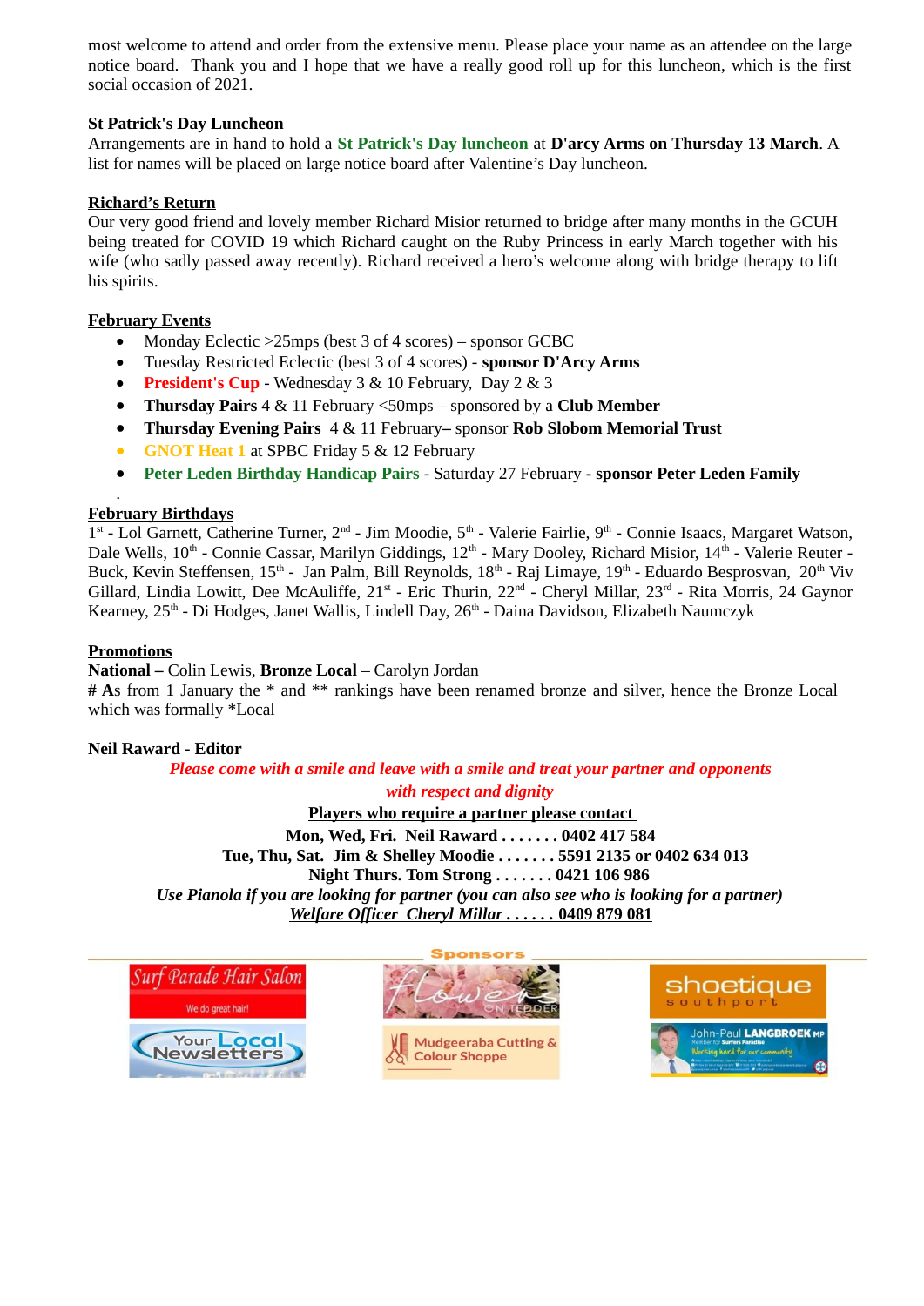most welcome to attend and order from the extensive menu. Please place your name as an attendee on the large notice board. Thank you and I hope that we have a really good roll up for this luncheon, which is the first social occasion of 2021.

**St Patrick's Day Luncheon**

Arrangements are in hand to hold a **St Patrick's Day luncheon** at **D'arcy Arms on Thursday 13 March**. A list for names will be placed on large notice board after Valentine's Day luncheon.

**Richard's Return**

Our very good friend and lovely member Richard Misior returned to bridge after many months in the GCUH being treated for COVID 19 which Richard caught on the Ruby Princess in early March together with his wife (who sadly passed away recently). Richard received a hero's welcome along with bridge therapy to lift his spirits.

**February Events**

- Monday Eclectic >25mps (best 3 of 4 scores) – sponsor GCBC
- Tuesday Restricted Eclectic (best 3 of 4 scores) - **sponsor D'Arcy Arms**
- **President's Cup** - Wednesday 3 & 10 February, Day 2 & 3
- **Thursday Pairs** 4 & 11 February <50mps – sponsored by a **Club Member**
- **Thursday Evening Pairs** 4 & 11 February– sponsor **Rob Slobom Memorial Trust**
- **GNOT Heat 1** at SPBC Friday 5 & 12 February
- **Peter Leden Birthday Handicap Pairs** - Saturday 27 February - **sponsor Peter Leden Family**

.

**February Birthdays**

1st - Lol Garnett, Catherine Turner, 2nd - Jim Moodie, 5th - Valerie Fairlie, 9th - Connie Isaacs, Margaret Watson, Dale Wells, 10th - Connie Cassar, Marilyn Giddings, 12th - Mary Dooley, Richard Misior, 14th - Valerie Reuter - Buck, Kevin Steffensen, 15th - Jan Palm, Bill Reynolds, 18th - Raj Limaye, 19th - Eduardo Besprosvan, 20th Viv Gillard, Lindia Lowitt, Dee McAuliffe, 21st - Eric Thurin, 22nd - Cheryl Millar, 23rd - Rita Morris, 24 Gaynor Kearney, 25th - Di Hodges, Janet Wallis, Lindell Day, 26th - Daina Davidson, Elizabeth Naumczyk

**Promotions**

**National –** Colin Lewis, **Bronze Local** – Carolyn Jordan

**# A**s from 1 January the * and ** rankings have been renamed bronze and silver, hence the Bronze Local which was formally *Local

**Neil Raward - Editor**

***Please come with a smile and leave with a smile and treat your partner and opponents with respect and dignity***

**Players who require a partner please contact**

**Mon, Wed, Fri. Neil Raward . . . . . . . 0402 417 584**

**Tue, Thu, Sat. Jim & Shelley Moodie . . . . . . . 5591 2135 or 0402 634 013**

**Night Thurs. Tom Strong . . . . . . . 0421 106 986**

***Use Pianola if you are looking for partner (you can also see who is looking for a partner)***

***Welfare Officer Cheryl Millar . . . . . . 0409 879 081***

**Sponsors**

Surf Parade Hair Salon — We do great hair!

Flowers on Tedder

shoetique southport

Your Local Newsletters

Mudgeeraba Cutting & Colour Shoppe

John-Paul LANGBROEK MP — Member for Surfers Paradise — Working hard for our community